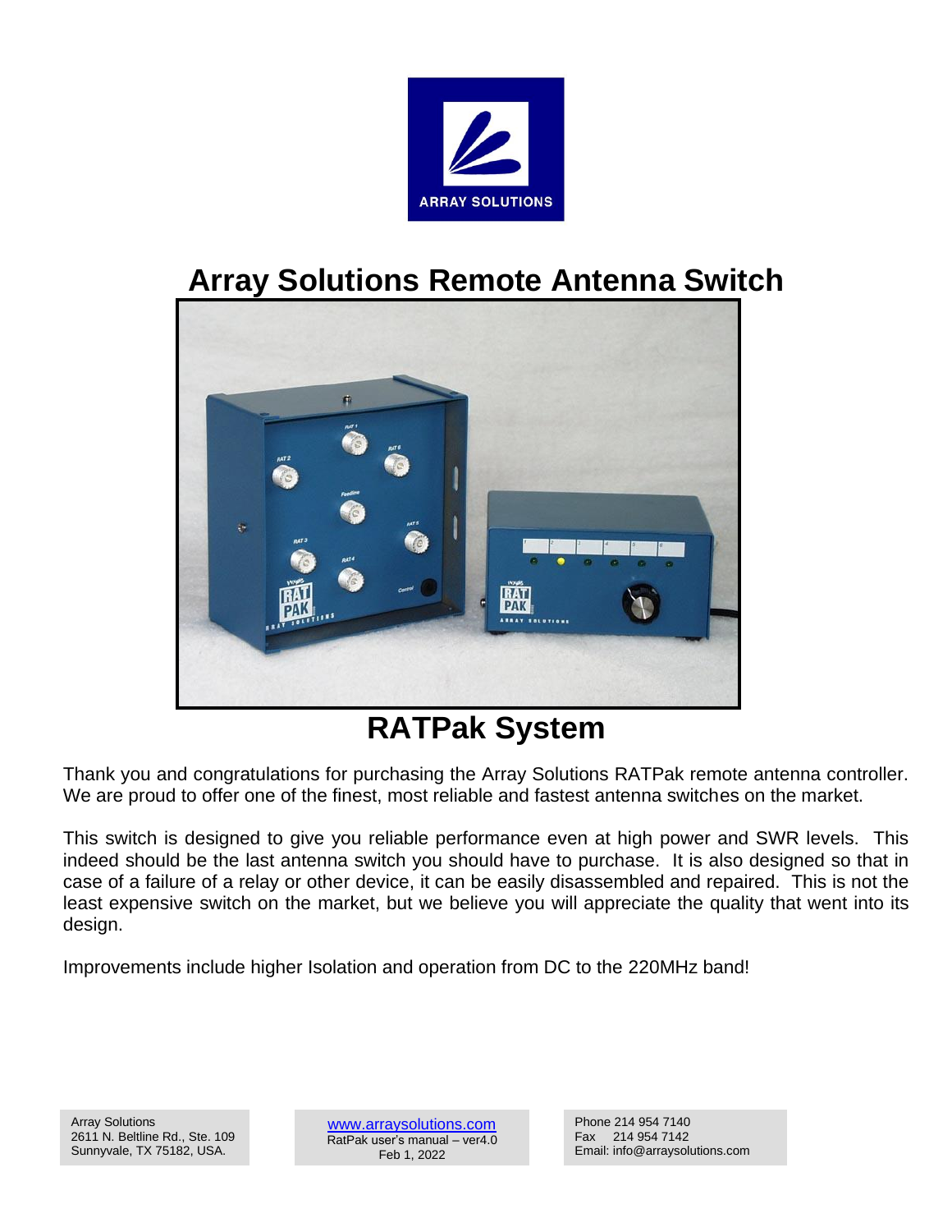ARRAY SOLUTIONS

# Array Solutions Remote Antenna Switch

## RATPak System

Thank you and congratulations for purchasing the Array Solutions RATPak remote antenna controller. We are proud to offer one of the finest, most reliable and fastest antenna switches on the market.

This switch is designed to give you reliable performance even at high power and SWR levels. This indeed should be the last antenna switch you should have to purchase. It is also designed so that in case of a failure of a relay or other device, it can be easily disassembled and repaired. This is not the least expensive switch on the market, but we believe you will appreciate the quality that went into its design.

Improvements include higher Isolation and operation from DC to the 220MHz band!

Array Solutions
2611 N. Beltline Rd., Ste. 109
Sunnyvale, TX 75182, USA.

www.arraysolutions.com
RatPak user's manual – ver4.0
Feb 1, 2022

Phone 214 954 7140
Fax 214 954 7142
Email: info@arraysolutions.com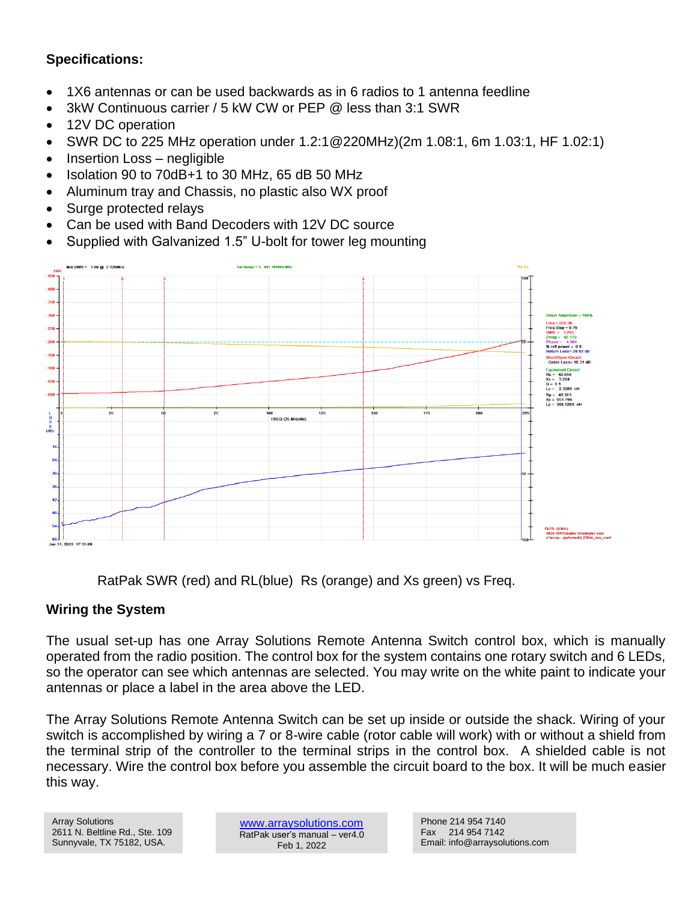**Specifications:**

- 1X6 antennas or can be used backwards as in 6 radios to 1 antenna feedline
- 3kW Continuous carrier / 5 kW CW or PEP @ less than 3:1 SWR
- 12V DC operation
- SWR DC to 225 MHz operation under 1.2:1@220MHz)(2m 1.08:1, 6m 1.03:1, HF 1.02:1)
- Insertion Loss – negligible
- Isolation 90 to 70dB+1 to 30 MHz, 65 dB 50 MHz
- Aluminum tray and Chassis, no plastic also WX proof
- Surge protected relays
- Can be used with Band Decoders with 12V DC source
- Supplied with Galvanized 1.5" U-bolt for tower leg mounting

RatPak SWR (red) and RL(blue) Rs (orange) and Xs green) vs Freq.

**Wiring the System**

The usual set-up has one Array Solutions Remote Antenna Switch control box, which is manually operated from the radio position. The control box for the system contains one rotary switch and 6 LEDs, so the operator can see which antennas are selected. You may write on the white paint to indicate your antennas or place a label in the area above the LED.

The Array Solutions Remote Antenna Switch can be set up inside or outside the shack. Wiring of your switch is accomplished by wiring a 7 or 8-wire cable (rotor cable will work) with or without a shield from the terminal strip of the controller to the terminal strips in the control box. A shielded cable is not necessary. Wire the control box before you assemble the circuit board to the box. It will be much easier this way.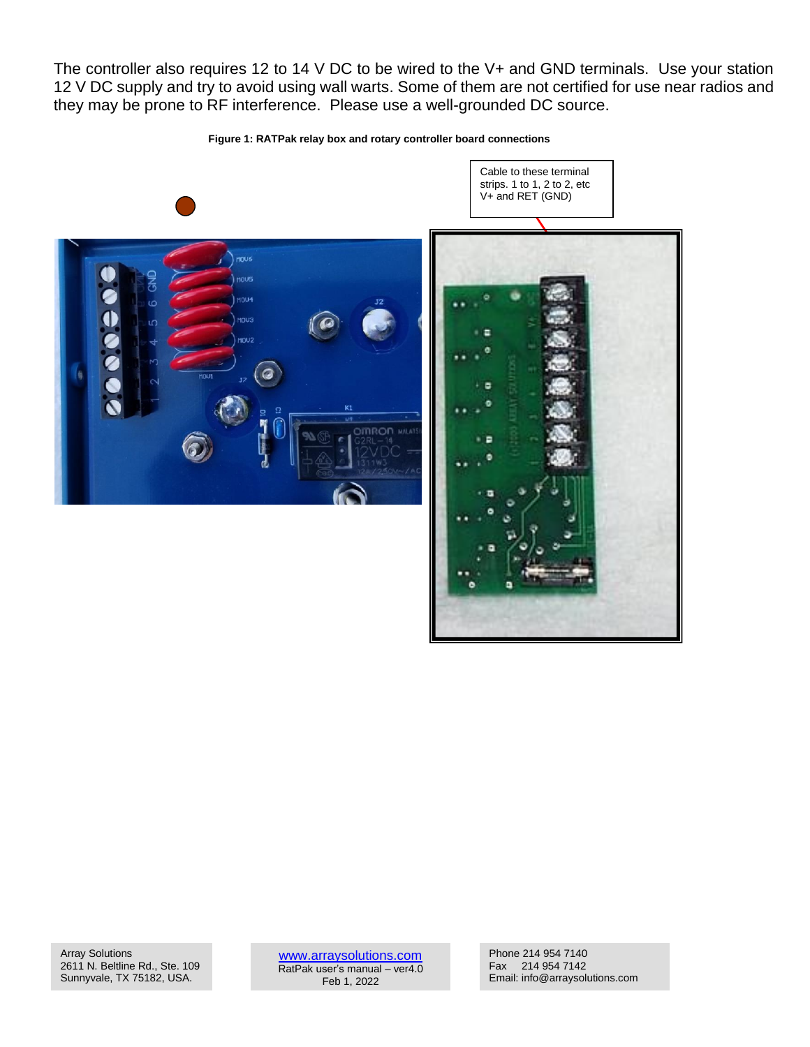The controller also requires 12 to 14 V DC to be wired to the V+ and GND terminals. Use your station 12 V DC supply and try to avoid using wall warts. Some of them are not certified for use near radios and they may be prone to RF interference. Please use a well-grounded DC source.

**Figure 1: RATPak relay box and rotary controller board connections**

Cable to these terminal strips. 1 to 1, 2 to 2, etc V+ and RET (GND)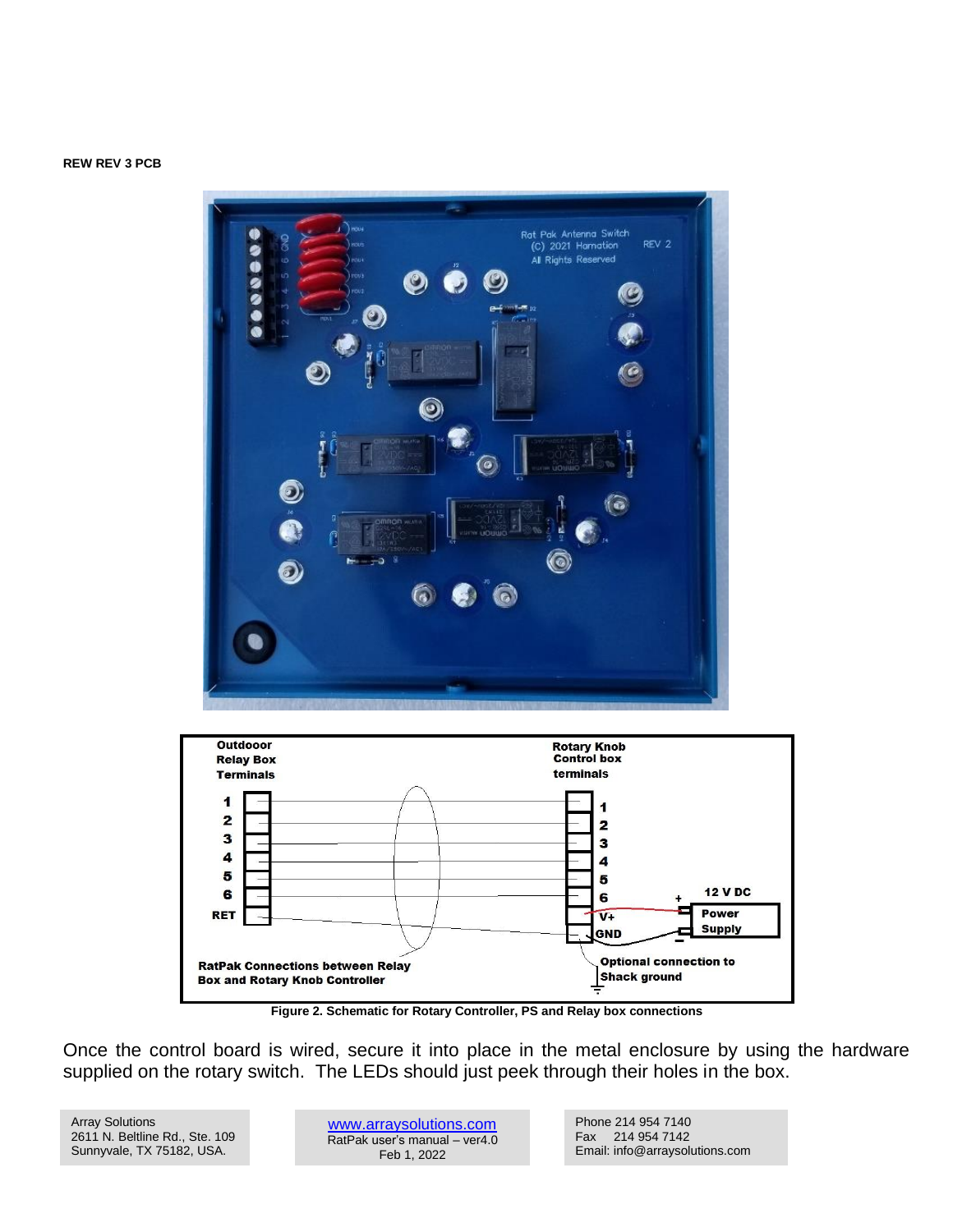**REW REV 3 PCB**

Figure 2. Schematic for Rotary Controller, PS and Relay box connections

Once the control board is wired, secure it into place in the metal enclosure by using the hardware supplied on the rotary switch. The LEDs should just peek through their holes in the box.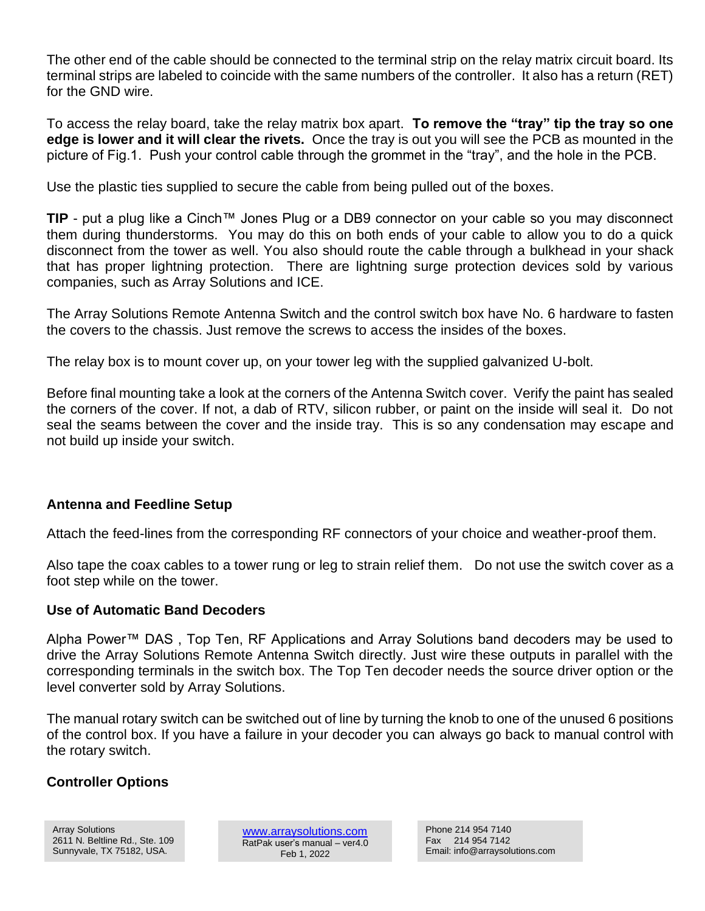The other end of the cable should be connected to the terminal strip on the relay matrix circuit board. Its terminal strips are labeled to coincide with the same numbers of the controller.  It also has a return (RET) for the GND wire.

To access the relay board, take the relay matrix box apart.  **To remove the "tray" tip the tray so one edge is lower and it will clear the rivets.** Once the tray is out you will see the PCB as mounted in the picture of Fig.1.  Push your control cable through the grommet in the "tray", and the hole in the PCB.

Use the plastic ties supplied to secure the cable from being pulled out of the boxes.

**TIP** - put a plug like a Cinch™ Jones Plug or a DB9 connector on your cable so you may disconnect them during thunderstorms.  You may do this on both ends of your cable to allow you to do a quick disconnect from the tower as well. You also should route the cable through a bulkhead in your shack that has proper lightning protection.  There are lightning surge protection devices sold by various companies, such as Array Solutions and ICE.

The Array Solutions Remote Antenna Switch and the control switch box have No. 6 hardware to fasten the covers to the chassis. Just remove the screws to access the insides of the boxes.

The relay box is to mount cover up, on your tower leg with the supplied galvanized U-bolt.

Before final mounting take a look at the corners of the Antenna Switch cover.  Verify the paint has sealed the corners of the cover. If not, a dab of RTV, silicon rubber, or paint on the inside will seal it.  Do not seal the seams between the cover and the inside tray.  This is so any condensation may escape and not build up inside your switch.

### Antenna and Feedline Setup

Attach the feed-lines from the corresponding RF connectors of your choice and weather-proof them.

Also tape the coax cables to a tower rung or leg to strain relief them.   Do not use the switch cover as a foot step while on the tower.

### Use of Automatic Band Decoders

Alpha Power™ DAS , Top Ten, RF Applications and Array Solutions band decoders may be used to drive the Array Solutions Remote Antenna Switch directly. Just wire these outputs in parallel with the corresponding terminals in the switch box. The Top Ten decoder needs the source driver option or the level converter sold by Array Solutions.

The manual rotary switch can be switched out of line by turning the knob to one of the unused 6 positions of the control box. If you have a failure in your decoder you can always go back to manual control with the rotary switch.

### Controller Options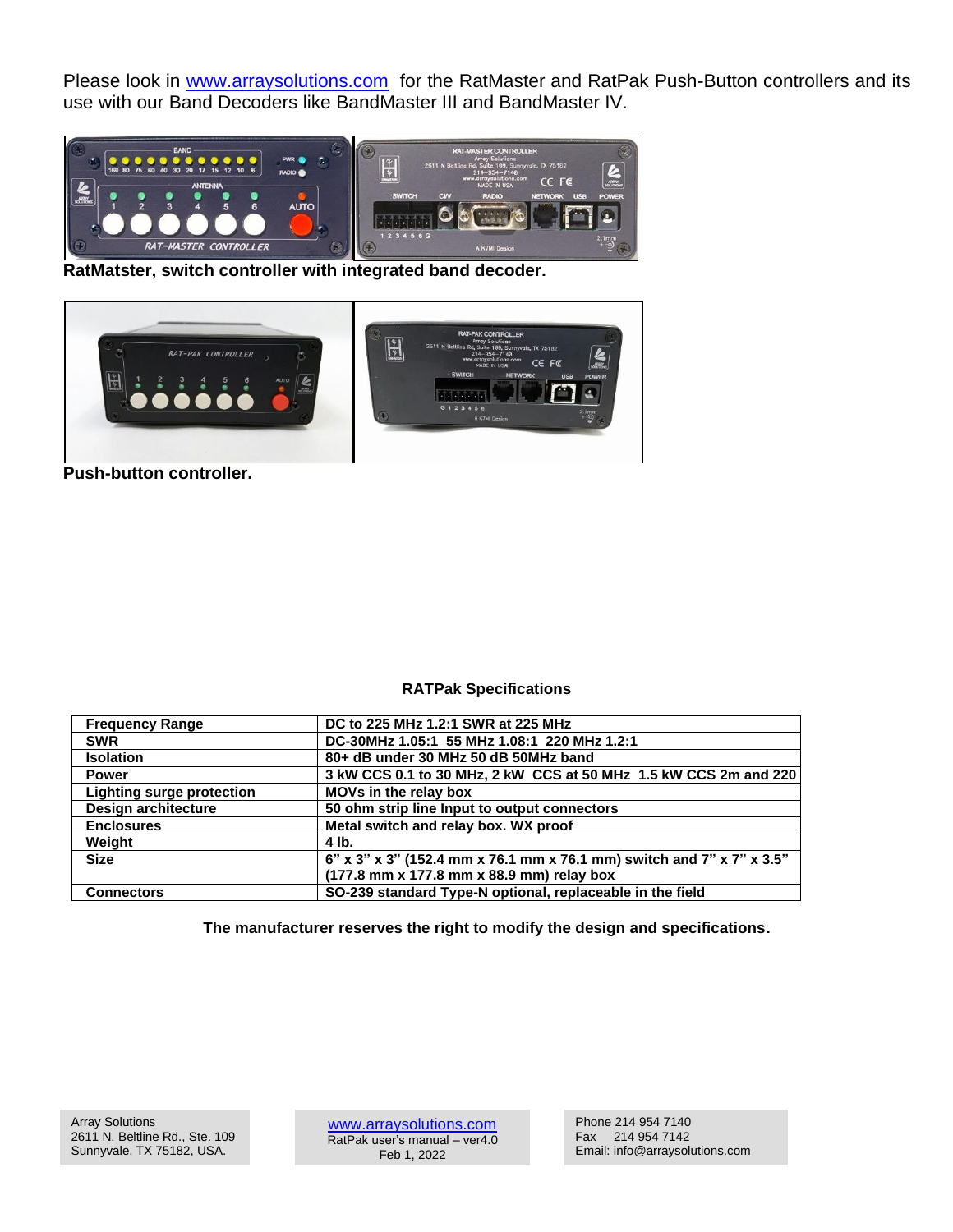Please look in www.arraysolutions.com for the RatMaster and RatPak Push-Button controllers and its use with our Band Decoders like BandMaster III and BandMaster IV.

**RatMatster, switch controller with integrated band decoder.**

**Push-button controller.**

**RATPak Specifications**

| | |
|---|---|
| **Frequency Range** | **DC to 225 MHz 1.2:1 SWR at 225 MHz** |
| **SWR** | **DC-30MHz 1.05:1 55 MHz 1.08:1 220 MHz 1.2:1** |
| **Isolation** | **80+ dB under 30 MHz 50 dB 50MHz band** |
| **Power** | **3 kW CCS 0.1 to 30 MHz, 2 kW CCS at 50 MHz 1.5 kW CCS 2m and 220** |
| **Lighting surge protection** | **MOVs in the relay box** |
| **Design architecture** | **50 ohm strip line Input to output connectors** |
| **Enclosures** | **Metal switch and relay box. WX proof** |
| **Weight** | **4 lb.** |
| **Size** | **6" x 3" x 3" (152.4 mm x 76.1 mm x 76.1 mm) switch and 7" x 7" x 3.5" (177.8 mm x 177.8 mm x 88.9 mm) relay box** |
| **Connectors** | **SO-239 standard Type-N optional, replaceable in the field** |

**The manufacturer reserves the right to modify the design and specifications.**